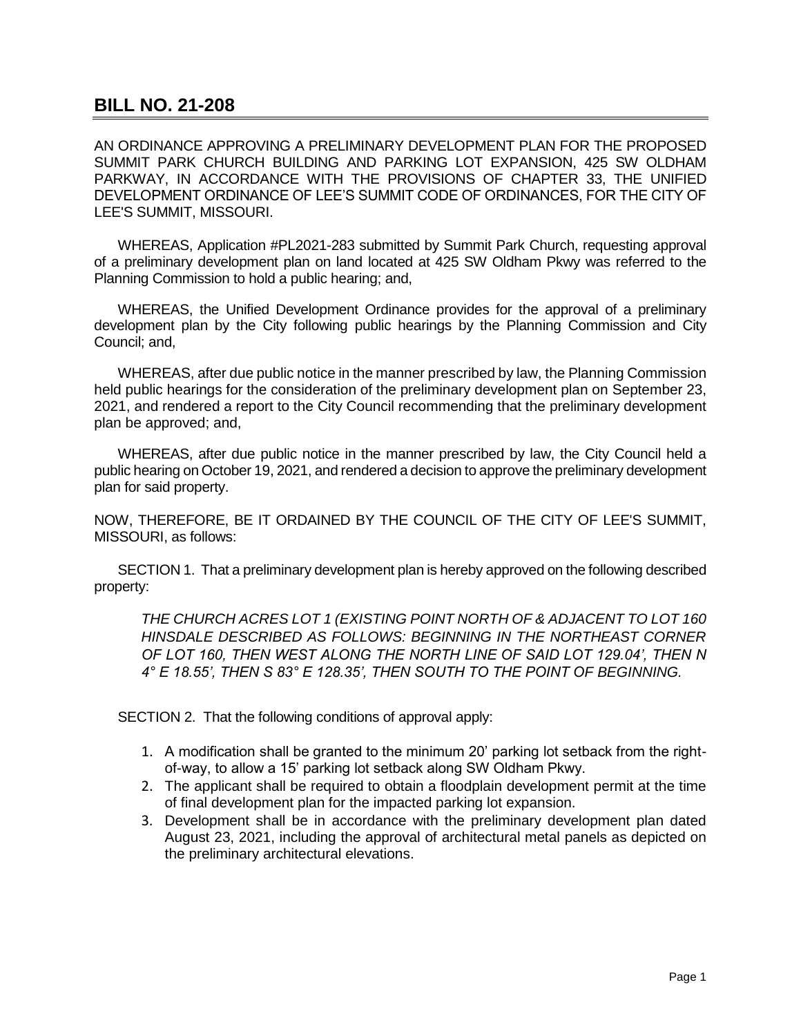# BILL NO. 21-208

AN ORDINANCE APPROVING A PRELIMINARY DEVELOPMENT PLAN FOR THE PROPOSED SUMMIT PARK CHURCH BUILDING AND PARKING LOT EXPANSION, 425 SW OLDHAM PARKWAY, IN ACCORDANCE WITH THE PROVISIONS OF CHAPTER 33, THE UNIFIED DEVELOPMENT ORDINANCE OF LEE'S SUMMIT CODE OF ORDINANCES, FOR THE CITY OF LEE'S SUMMIT, MISSOURI.

WHEREAS, Application #PL2021-283 submitted by Summit Park Church, requesting approval of a preliminary development plan on land located at 425 SW Oldham Pkwy was referred to the Planning Commission to hold a public hearing; and,

WHEREAS, the Unified Development Ordinance provides for the approval of a preliminary development plan by the City following public hearings by the Planning Commission and City Council; and,

WHEREAS, after due public notice in the manner prescribed by law, the Planning Commission held public hearings for the consideration of the preliminary development plan on September 23, 2021, and rendered a report to the City Council recommending that the preliminary development plan be approved; and,

WHEREAS, after due public notice in the manner prescribed by law, the City Council held a public hearing on October 19, 2021, and rendered a decision to approve the preliminary development plan for said property.

NOW, THEREFORE, BE IT ORDAINED BY THE COUNCIL OF THE CITY OF LEE'S SUMMIT, MISSOURI, as follows:

SECTION 1. That a preliminary development plan is hereby approved on the following described property:

*THE CHURCH ACRES LOT 1 (EXISTING POINT NORTH OF & ADJACENT TO LOT 160 HINSDALE DESCRIBED AS FOLLOWS: BEGINNING IN THE NORTHEAST CORNER OF LOT 160, THEN WEST ALONG THE NORTH LINE OF SAID LOT 129.04', THEN N 4° E 18.55', THEN S 83° E 128.35', THEN SOUTH TO THE POINT OF BEGINNING.*

SECTION 2. That the following conditions of approval apply:

1. A modification shall be granted to the minimum 20' parking lot setback from the right-of-way, to allow a 15' parking lot setback along SW Oldham Pkwy.
2. The applicant shall be required to obtain a floodplain development permit at the time of final development plan for the impacted parking lot expansion.
3. Development shall be in accordance with the preliminary development plan dated August 23, 2021, including the approval of architectural metal panels as depicted on the preliminary architectural elevations.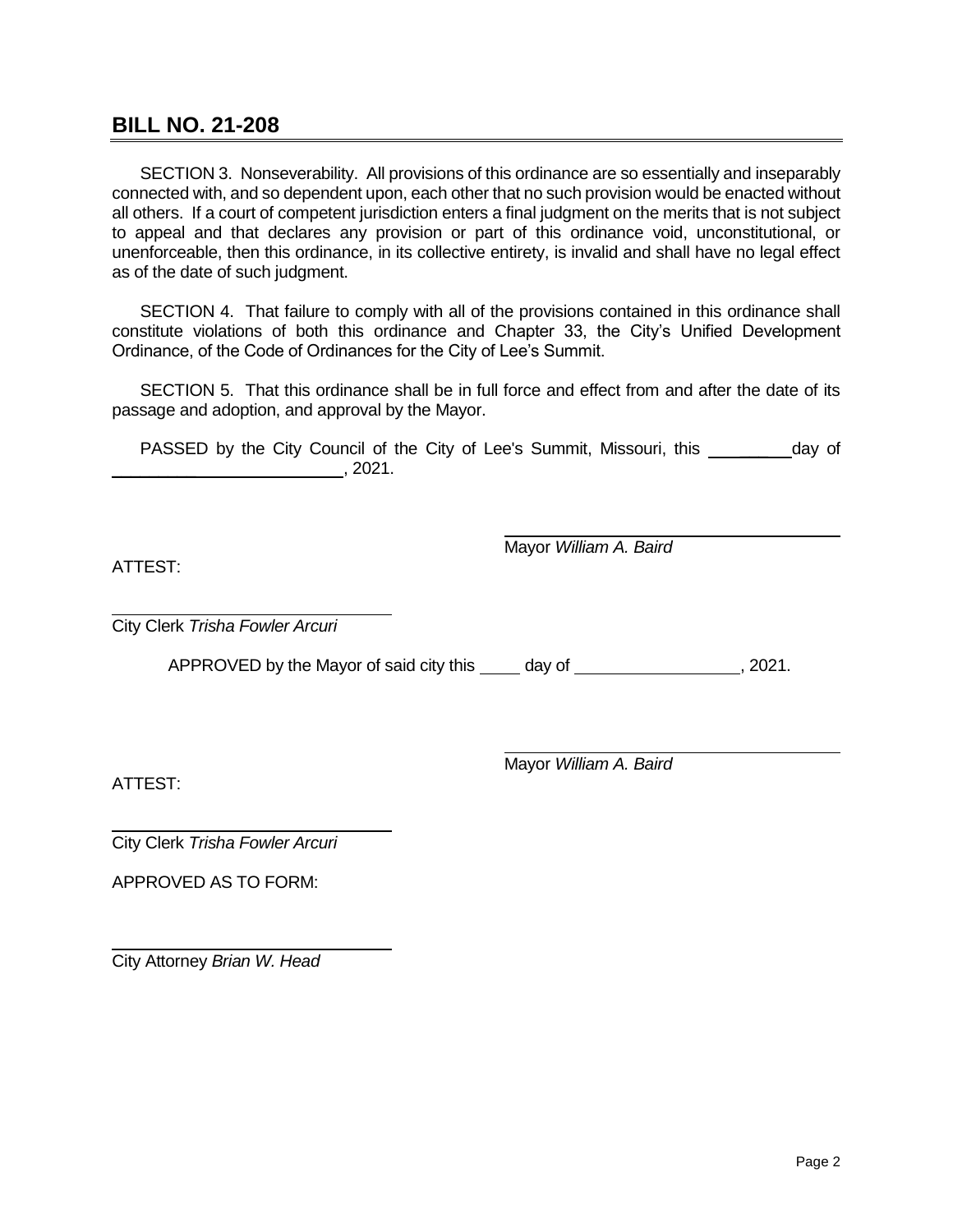## BILL NO. 21-208

SECTION 3. Nonseverability. All provisions of this ordinance are so essentially and inseparably connected with, and so dependent upon, each other that no such provision would be enacted without all others. If a court of competent jurisdiction enters a final judgment on the merits that is not subject to appeal and that declares any provision or part of this ordinance void, unconstitutional, or unenforceable, then this ordinance, in its collective entirety, is invalid and shall have no legal effect as of the date of such judgment.

SECTION 4. That failure to comply with all of the provisions contained in this ordinance shall constitute violations of both this ordinance and Chapter 33, the City's Unified Development Ordinance, of the Code of Ordinances for the City of Lee's Summit.

SECTION 5. That this ordinance shall be in full force and effect from and after the date of its passage and adoption, and approval by the Mayor.

PASSED by the City Council of the City of Lee's Summit, Missouri, this _________ day of __________________________, 2021.

_________________________________
Mayor *William A. Baird*

ATTEST:

_________________________________
City Clerk *Trisha Fowler Arcuri*

APPROVED by the Mayor of said city this _____ day of ___________________, 2021.

_________________________________
Mayor *William A. Baird*

ATTEST:

_________________________________
City Clerk *Trisha Fowler Arcuri*

APPROVED AS TO FORM:

_________________________________
City Attorney *Brian W. Head*